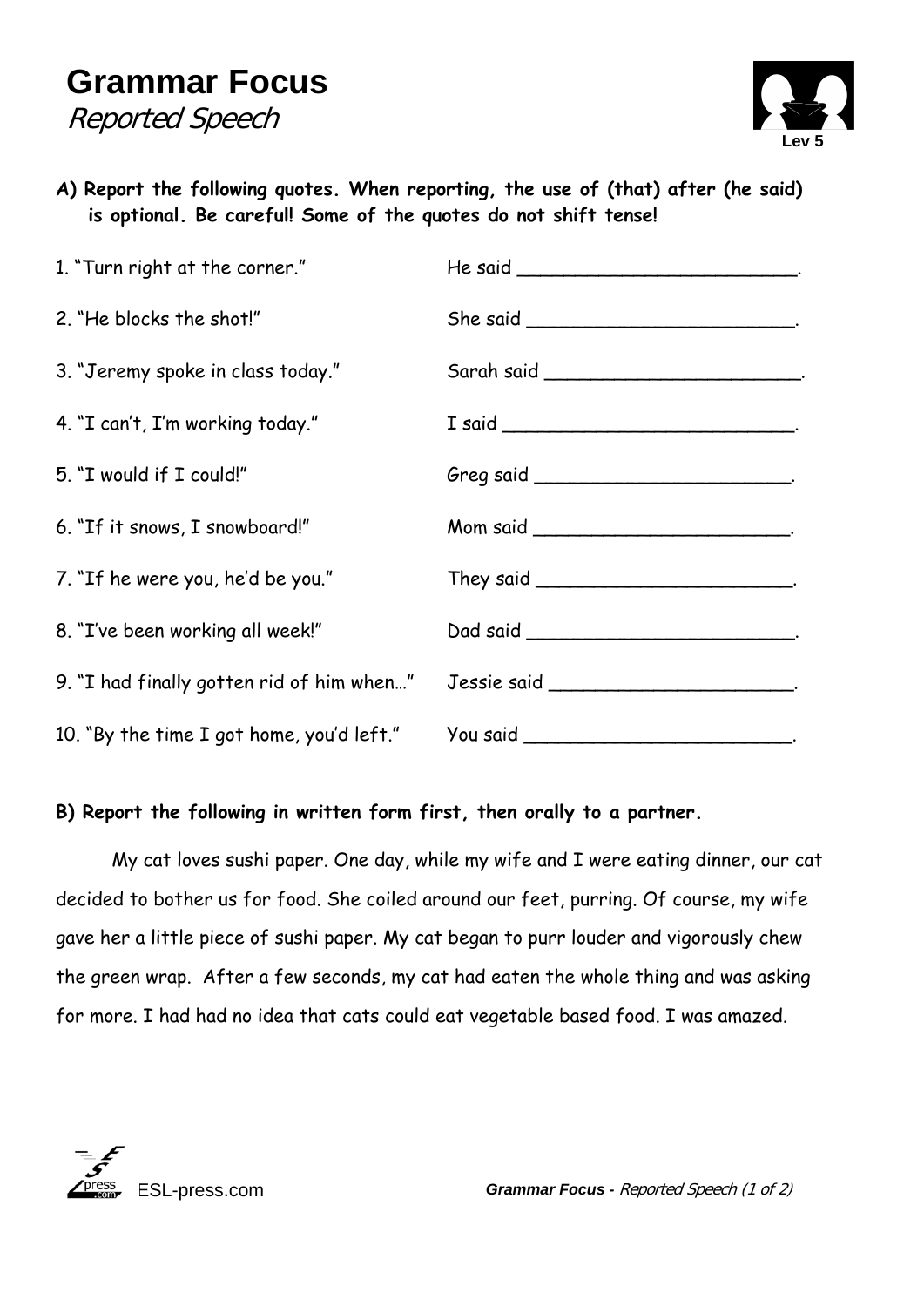# Grammar Focus

*Reported Speech*

Lev 5

**A) Report the following quotes. When reporting, the use of (that) after (he said) is optional. Be careful! Some of the quotes do not shift tense!**

| | |
|---|---|
| 1. "Turn right at the corner." | He said ________________________. |
| 2. "He blocks the shot!" | She said _______________________. |
| 3. "Jeremy spoke in class today." | Sarah said ______________________. |
| 4. "I can't, I'm working today." | I said __________________________. |
| 5. "I would if I could!" | Greg said ______________________. |
| 6. "If it snows, I snowboard!" | Mom said _______________________. |
| 7. "If he were you, he'd be you." | They said _______________________. |
| 8. "I've been working all week!" | Dad said ________________________. |
| 9. "I had finally gotten rid of him when…" | Jessie said _____________________. |
| 10. "By the time I got home, you'd left." | You said ________________________. |

**B) Report the following in written form first, then orally to a partner.**

My cat loves sushi paper. One day, while my wife and I were eating dinner, our cat decided to bother us for food. She coiled around our feet, purring. Of course, my wife gave her a little piece of sushi paper. My cat began to purr louder and vigorously chew the green wrap. After a few seconds, my cat had eaten the whole thing and was asking for more. I had had no idea that cats could eat vegetable based food. I was amazed.

ESL-press.com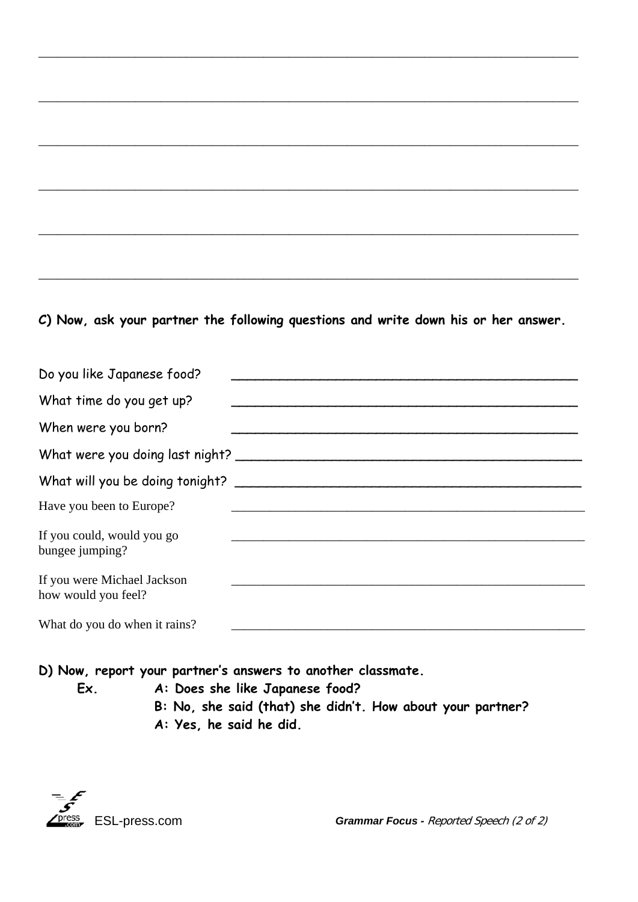______________________________________________________________________________

______________________________________________________________________________

______________________________________________________________________________

______________________________________________________________________________

______________________________________________________________________________

______________________________________________________________________________

**C) Now, ask your partner the following questions and write down his or her answer.**

Do you like Japanese food? ____________________________________________

What time do you get up? ____________________________________________

When were you born? ____________________________________________

What were you doing last night? ____________________________________________

What will you be doing tonight? ____________________________________________

Have you been to Europe? ____________________________________________

If you could, would you go bungee jumping? ____________________________________________

If you were Michael Jackson how would you feel? ____________________________________________

What do you do when it rains? ____________________________________________

**D) Now, report your partner's answers to another classmate.**

**Ex. A: Does she like Japanese food?**
**B: No, she said (that) she didn't. How about your partner?**
**A: Yes, he said he did.**